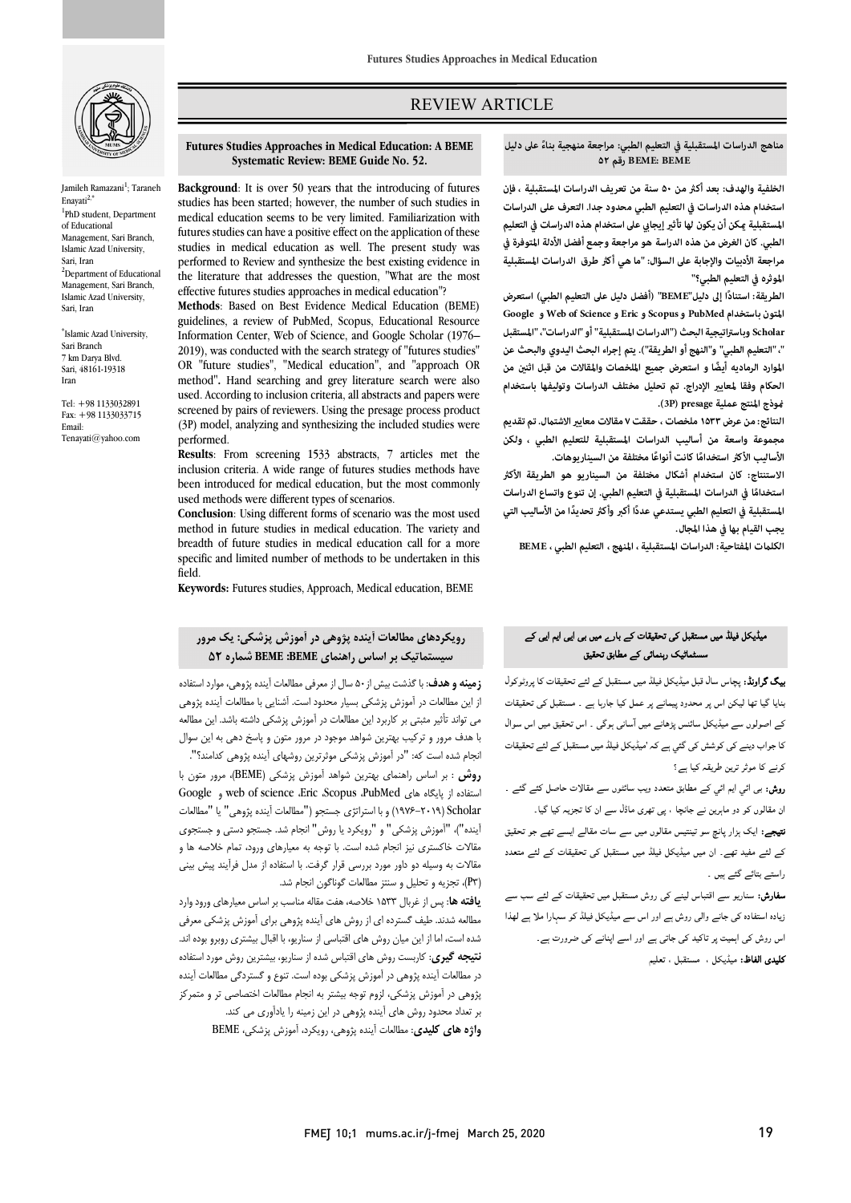# REVIEW ARTICLE

Jamileh Ramazani[1]; Taraneh Enayati[2,*]

[1]PhD student, Department of Educational Management, Sari Branch, Islamic Azad University, Sari, Iran

[2]Department of Educational Management, Sari Branch, Islamic Azad University, Sari, Iran

*Islamic Azad University, Sari Branch
7 km Darya Blvd.
Sari, 48161-19318
Iran

Tel: +98 1133032891
Fax: +98 1133033715
Email: Tenayati@yahoo.com

## Futures Studies Approaches in Medical Education: A BEME Systematic Review: BEME Guide No. 52.

**Background**: It is over 50 years that the introducing of futures studies has been started; however, the number of such studies in medical education seems to be very limited. Familiarization with futures studies can have a positive effect on the application of these studies in medical education as well. The present study was performed to Review and synthesize the best existing evidence in the literature that addresses the question, "What are the most effective futures studies approaches in medical education"?

**Methods**: Based on Best Evidence Medical Education (BEME) guidelines, a review of PubMed, Scopus, Educational Resource Information Center, Web of Science, and Google Scholar (1976–2019), was conducted with the search strategy of "futures studies" OR "future studies", "Medical education", and "approach OR method". Hand searching and grey literature search were also used. According to inclusion criteria, all abstracts and papers were screened by pairs of reviewers. Using the presage process product (3P) model, analyzing and synthesizing the included studies were performed.

**Results**: From screening 1533 abstracts, 7 articles met the inclusion criteria. A wide range of futures studies methods have been introduced for medical education, but the most commonly used methods were different types of scenarios.

**Conclusion**: Using different forms of scenario was the most used method in future studies in medical education. The variety and breadth of future studies in medical education call for a more specific and limited number of methods to be undertaken in this field.

**Keywords:** Futures studies, Approach, Medical education, BEME

## مناهج الدراسات المستقبلية في التعليم الطبي: مراجعة منهجية بناءً على دليل BEME: BEME رقم ٥٢

**الخلفية والهدف:** بعد أكثر من ٥٠ سنة من تعريف الدراسات المستقبلية ، فإن استخدام هذه الدراسات في التعليم الطبي محدود جدا. التعرف على الدراسات المستقبلية يمكن أن يكون لها تأثير إيجابي على استخدام هذه الدراسات في التعليم الطبي. كان الغرض من هذه الدراسة هو مراجعة وجمع أفضل الأدلة المتوفرة في مراجعة الأدبيات والإجابة على السؤال: "ما هي أكثر طرق الدراسات المستقبلية المؤثره في التعليم الطبي؟"

**الطريقة:** استنادًا إلى دليل"BEME" (أفضل دليل على التعليم الطبي) استعرض المتون باستخدام PubMed و Scopus و Eric و Web of Science و Google Scholar وباستراتيجية البحث ("الدراسات المستقبلية" أو "الدراسات"، "المستقبل "، "التعليم الطبي" و"النهج أو الطريقة"). يتم إجراء البحث اليدوي والبحث عن الموارد الرماديه أيضًا و استعرض جميع الملخصات والمقالات من قبل اثنين من الحكام وفقا لمعايير الإدراج. تم تحليل مختلف الدراسات وتوليفها باستخدام نموذج المنتج عملية presage (3P).

**النتائج:** من عرض ١٥٣٣ ملخصات ، حققت ٧ مقالات معايير الاشتمال. تم تقديم مجموعة واسعة من أساليب الدراسات المستقبلية للتعليم الطبي ، ولكن الأساليب الأكثر استخدامًا كانت أنواعًا مختلفة من السيناريوهات.

**الاستنتاج:** كان استخدام أشكال مختلفة من السيناريو هو الطريقة الأكثر استخدامًا في الدراسات المستقبلية في التعليم الطبي. إن تنوع واتساع الدراسات المستقبلية في التعليم الطبي يستدعي عددًا أكبر وأكثر تحديدًا من الأساليب التي يجب القيام بها في هذا المجال.

**الكلمات المفتاحية:** الدراسات المستقبلية ، المنهج ، التعليم الطبي ، BEME

## رویکردهای مطالعات آینده پژوهی در آموزش پزشکی: یک مرور سیستماتیک بر اساس راهنمای BEME :BEME شماره ۵۲

**زمینه و هدف:** با گذشت بیش از ۵۰ سال از معرفی مطالعات آینده پژوهی، موارد استفاده از این مطالعات در آموزش پزشکی بسیار محدود است. آشنایی با مطالعات آینده پژوهی می تواند تأثیر مثبتی بر کاربرد این مطالعات در آموزش پزشکی داشته باشد. این مطالعه با هدف مرور و ترکیب بهترین شواهد موجود در مرور متون و پاسخ دهی به این سوال انجام شده است که: "در آموزش پزشکی موثرترین روشهای آینده پژوهی کدامند؟".

**روش** : بر اساس راهنمای بهترین شواهد آموزش پزشکی (BEME)، مرور متون با استفاده از پایگاه های PubMed، Scopus، Eric، web of science و Google Scholar (۱۹۷۶-۲۰۱۹) و با استراتژی جستجو ("مطالعات آینده پژوهی" یا "مطالعات آینده")، "آموزش پزشکی" و "رویکرد یا روش" انجام شد. جستجو دستی و جستجوی مقالات خاکستری نیز انجام شده است. با توجه به معیارهای ورود، تمام خلاصه ها و مقالات به وسیله دو داور مورد بررسی قرار گرفت. با استفاده از مدل فرآیند پیش بینی (P۳)، تجزیه و تحلیل و سنتز مطالعات گوناگون انجام شد.

**یافته ها:** پس از غربال ۱۵۳۳ خلاصه، هفت مقاله مناسب بر اساس معیارهای ورود وارد مطالعه شدند. طیف گسترده ای از روش های آینده پژوهی برای آموزش پزشکی معرفی شده است، اما از این میان روش های اقتباس از سناریو، با اقبال بیشتری روبرو بوده اند.

**نتیجه گیری:** کاربست روش های اقتباس شده از سناریو، بیشترین روش مورد استفاده در مطالعات آینده پژوهی در آموزش پزشکی بوده است. تنوع و گستردگی مطالعات آینده پژوهی در آموزش پزشکی، لزوم توجه بیشتر به انجام مطالعات اختصاصی تر و متمرکز بر تعداد محدود روش های آینده پژوهی در این زمینه را یادآوری می کند.

**واژه های کلیدی:** مطالعات آینده پژوهی، رویکرد، آموزش پزشکی، BEME

## میڈیکل فیلڈ میں مستقبل کی تحقیقات کے بارے میں بی ایی ایم ایی کے سسٹمائیک رہنمائی کے مطابق تحقیق

**بیک گراونڈ:** پچاس سال قبل میڈیکل فیلڈ میں مستقبل کے لئے تحقیقات کا پروٹوکول بنایا گیا تھا لیکن اس پر محدود پیمانے پر عمل کیا جارہا ہے ۔ مستقبل کی تحقیقات کے اصولوں سے میڈیکل سائنس پڑھانے میں آسانی ہوگی ۔ اس تحقیق میں اس سوال کا جواب دینے کی کوشش کی گئی ہے کہ 'میڈیکل فیلڈ میں مستقبل کے لئے تحقیقات کرنے کا موثر ترین طریقہ کیا ہے ؟

**روش:** بی ایی ایم ایی کے مطابق متعدد ویب سائٹوں سے مقالات حاصل کئے گئے ۔ ان مقالوں کو دو ماہرین نے جانچا ، پی تھری ماڈل سے ان کا تجزیہ کیا گیا۔

**نتیجے:** ایک ہزار پانچ سو تینتیس مقالوں میں سے سات مقالے ایسے تھے جو تحقیق کے لئے مفید تھے۔ ان میں میڈیکل فیلڈ میں مستقبل کی تحقیقات کے لئے متعدد راستے بتائے گئے ہیں ۔

**سفارش:** سناریو سے اقتباس لینے کی روش مستقبل میں تحقیقات کے لئے سب سے زیادہ استفادہ کی جانے والی روش ہے اور اس سے میڈیکل فیلڈ کو سہارا ملا ہے لھذا اس روش کی اہمیت پر تاکید کی جاتی ہے اور اسے اپنانے کی ضرورت ہے۔

**کلیدی الفاظ:** میڈیکل ، مستقبل ، تعلیم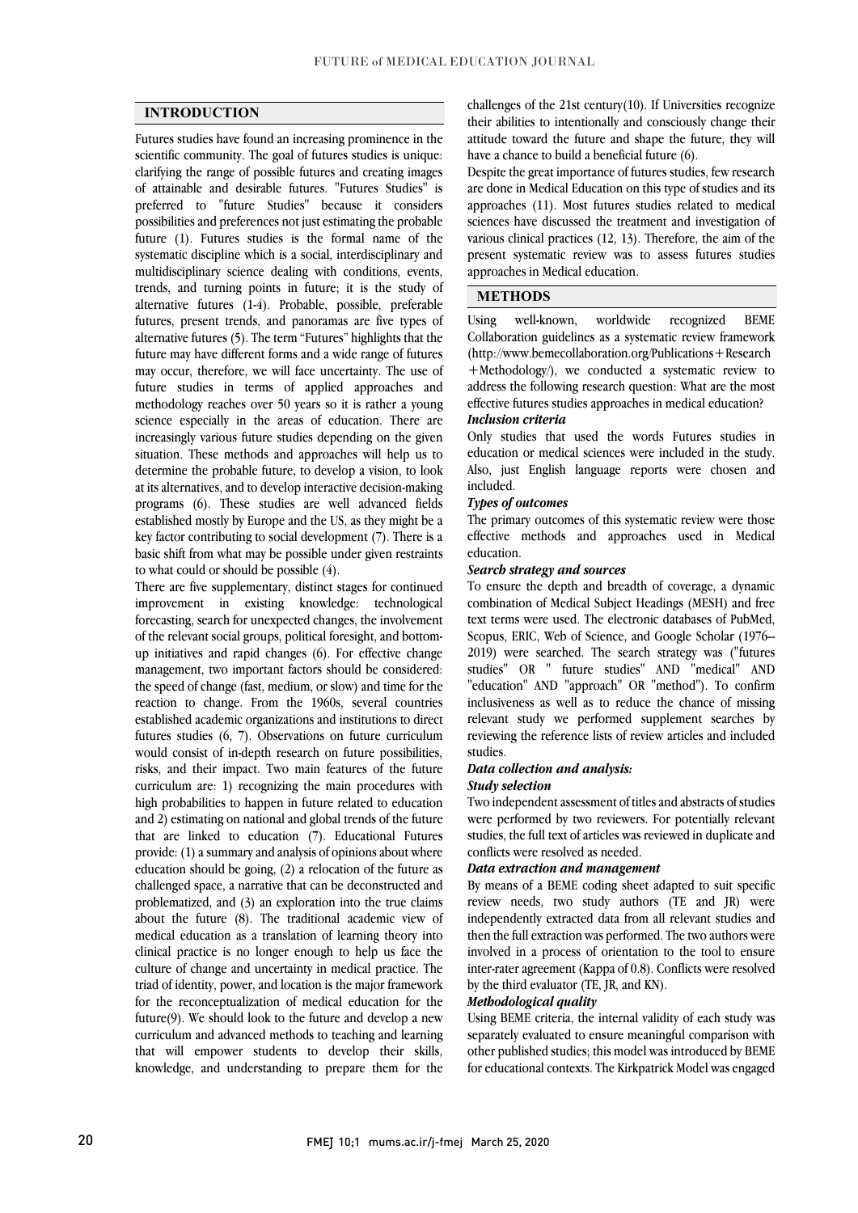## INTRODUCTION

Futures studies have found an increasing prominence in the scientific community. The goal of futures studies is unique: clarifying the range of possible futures and creating images of attainable and desirable futures. "Futures Studies" is preferred to "future Studies" because it considers possibilities and preferences not just estimating the probable future (1). Futures studies is the formal name of the systematic discipline which is a social, interdisciplinary and multidisciplinary science dealing with conditions, events, trends, and turning points in future; it is the study of alternative futures (1-4). Probable, possible, preferable futures, present trends, and panoramas are five types of alternative futures (5). The term "Futures" highlights that the future may have different forms and a wide range of futures may occur, therefore, we will face uncertainty. The use of future studies in terms of applied approaches and methodology reaches over 50 years so it is rather a young science especially in the areas of education. There are increasingly various future studies depending on the given situation. These methods and approaches will help us to determine the probable future, to develop a vision, to look at its alternatives, and to develop interactive decision-making programs (6). These studies are well advanced fields established mostly by Europe and the US, as they might be a key factor contributing to social development (7). There is a basic shift from what may be possible under given restraints to what could or should be possible (4).

There are five supplementary, distinct stages for continued improvement in existing knowledge: technological forecasting, search for unexpected changes, the involvement of the relevant social groups, political foresight, and bottom-up initiatives and rapid changes (6). For effective change management, two important factors should be considered: the speed of change (fast, medium, or slow) and time for the reaction to change. From the 1960s, several countries established academic organizations and institutions to direct futures studies (6, 7). Observations on future curriculum would consist of in-depth research on future possibilities, risks, and their impact. Two main features of the future curriculum are: 1) recognizing the main procedures with high probabilities to happen in future related to education and 2) estimating on national and global trends of the future that are linked to education (7). Educational Futures provide: (1) a summary and analysis of opinions about where education should be going, (2) a relocation of the future as challenged space, a narrative that can be deconstructed and problematized, and (3) an exploration into the true claims about the future (8). The traditional academic view of medical education as a translation of learning theory into clinical practice is no longer enough to help us face the culture of change and uncertainty in medical practice. The triad of identity, power, and location is the major framework for the reconceptualization of medical education for the future(9). We should look to the future and develop a new curriculum and advanced methods to teaching and learning that will empower students to develop their skills, knowledge, and understanding to prepare them for the challenges of the 21st century(10). If Universities recognize their abilities to intentionally and consciously change their attitude toward the future and shape the future, they will have a chance to build a beneficial future (6).

Despite the great importance of futures studies, few research are done in Medical Education on this type of studies and its approaches (11). Most futures studies related to medical sciences have discussed the treatment and investigation of various clinical practices (12, 13). Therefore, the aim of the present systematic review was to assess futures studies approaches in Medical education.

## METHODS

Using well-known, worldwide recognized BEME Collaboration guidelines as a systematic review framework (http://www.bemecollaboration.org/Publications+Research+Methodology/), we conducted a systematic review to address the following research question: What are the most effective futures studies approaches in medical education?

***Inclusion criteria***

Only studies that used the words Futures studies in education or medical sciences were included in the study. Also, just English language reports were chosen and included.

***Types of outcomes***

The primary outcomes of this systematic review were those effective methods and approaches used in Medical education.

***Search strategy and sources***

To ensure the depth and breadth of coverage, a dynamic combination of Medical Subject Headings (MESH) and free text terms were used. The electronic databases of PubMed, Scopus, ERIC, Web of Science, and Google Scholar (1976–2019) were searched. The search strategy was ("futures studies" OR " future studies" AND "medical" AND "education" AND "approach" OR "method"). To confirm inclusiveness as well as to reduce the chance of missing relevant study we performed supplement searches by reviewing the reference lists of review articles and included studies.

***Data collection and analysis:***

***Study selection***

Two independent assessment of titles and abstracts of studies were performed by two reviewers. For potentially relevant studies, the full text of articles was reviewed in duplicate and conflicts were resolved as needed.

***Data extraction and management***

By means of a BEME coding sheet adapted to suit specific review needs, two study authors (TE and JR) were independently extracted data from all relevant studies and then the full extraction was performed. The two authors were involved in a process of orientation to the tool to ensure inter-rater agreement (Kappa of 0.8). Conflicts were resolved by the third evaluator (TE, JR, and KN).

***Methodological quality***

Using BEME criteria, the internal validity of each study was separately evaluated to ensure meaningful comparison with other published studies; this model was introduced by BEME for educational contexts. The Kirkpatrick Model was engaged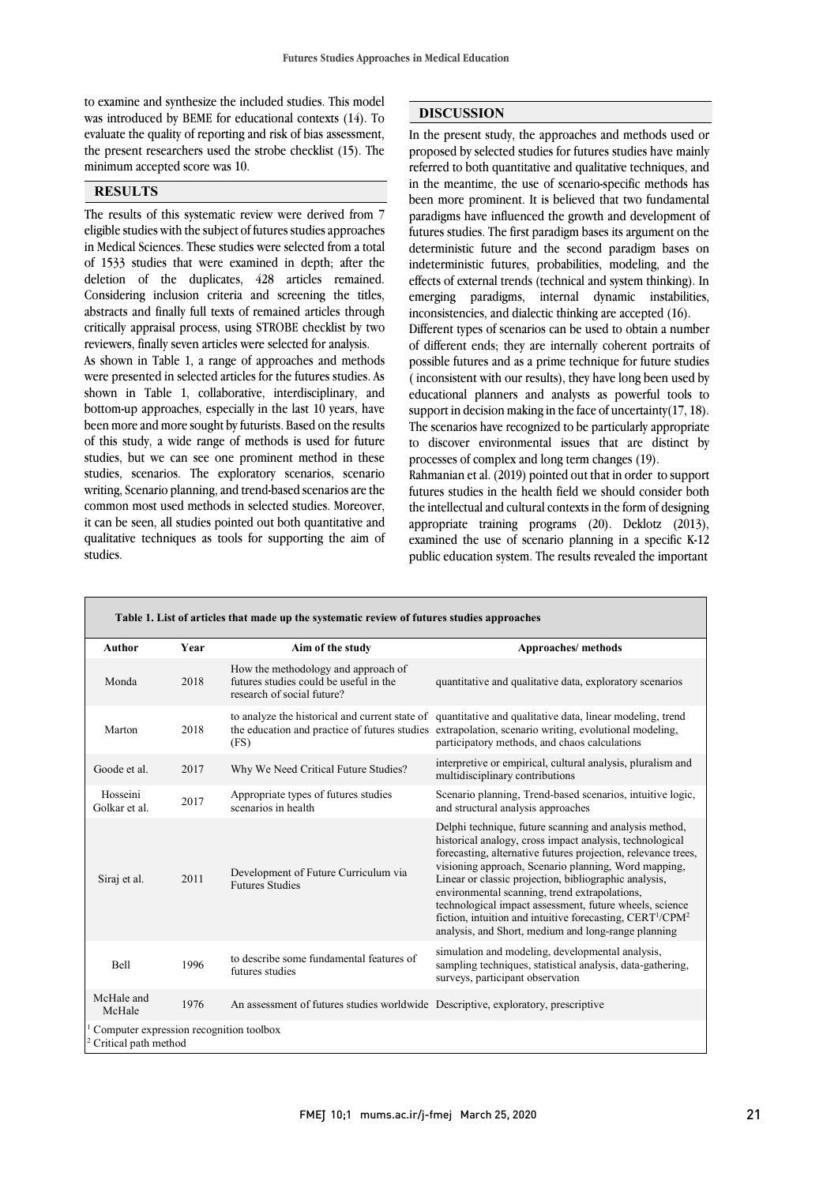to examine and synthesize the included studies. This model was introduced by BEME for educational contexts (14). To evaluate the quality of reporting and risk of bias assessment, the present researchers used the strobe checklist (15). The minimum accepted score was 10.

## RESULTS

The results of this systematic review were derived from 7 eligible studies with the subject of futures studies approaches in Medical Sciences. These studies were selected from a total of 1533 studies that were examined in depth; after the deletion of the duplicates, 428 articles remained. Considering inclusion criteria and screening the titles, abstracts and finally full texts of remained articles through critically appraisal process, using STROBE checklist by two reviewers, finally seven articles were selected for analysis.

As shown in Table 1, a range of approaches and methods were presented in selected articles for the futures studies. As shown in Table 1, collaborative, interdisciplinary, and bottom-up approaches, especially in the last 10 years, have been more and more sought by futurists. Based on the results of this study, a wide range of methods is used for future studies, but we can see one prominent method in these studies, scenarios. The exploratory scenarios, scenario writing, Scenario planning, and trend-based scenarios are the common most used methods in selected studies. Moreover, it can be seen, all studies pointed out both quantitative and qualitative techniques as tools for supporting the aim of studies.

## DISCUSSION

In the present study, the approaches and methods used or proposed by selected studies for futures studies have mainly referred to both quantitative and qualitative techniques, and in the meantime, the use of scenario-specific methods has been more prominent. It is believed that two fundamental paradigms have influenced the growth and development of futures studies. The first paradigm bases its argument on the deterministic future and the second paradigm bases on indeterministic futures, probabilities, modeling, and the effects of external trends (technical and system thinking). In emerging paradigms, internal dynamic instabilities, inconsistencies, and dialectic thinking are accepted (16).

Different types of scenarios can be used to obtain a number of different ends; they are internally coherent portraits of possible futures and as a prime technique for future studies ( inconsistent with our results), they have long been used by educational planners and analysts as powerful tools to support in decision making in the face of uncertainty(17, 18). The scenarios have recognized to be particularly appropriate to discover environmental issues that are distinct by processes of complex and long term changes (19).

Rahmanian et al. (2019) pointed out that in order to support futures studies in the health field we should consider both the intellectual and cultural contexts in the form of designing appropriate training programs (20). Deklotz (2013), examined the use of scenario planning in a specific K-12 public education system. The results revealed the important

**Table 1. List of articles that made up the systematic review of futures studies approaches**

| Author | Year | Aim of the study | Approaches/ methods |
|---|---|---|---|
| Monda | 2018 | How the methodology and approach of futures studies could be useful in the research of social future? | quantitative and qualitative data, exploratory scenarios |
| Marton | 2018 | to analyze the historical and current state of the education and practice of futures studies (FS) | quantitative and qualitative data, linear modeling, trend extrapolation, scenario writing, evolutional modeling, participatory methods, and chaos calculations |
| Goode et al. | 2017 | Why We Need Critical Future Studies? | interpretive or empirical, cultural analysis, pluralism and multidisciplinary contributions |
| Hosseini Golkar et al. | 2017 | Appropriate types of futures studies scenarios in health | Scenario planning, Trend-based scenarios, intuitive logic, and structural analysis approaches |
| Siraj et al. | 2011 | Development of Future Curriculum via Futures Studies | Delphi technique, future scanning and analysis method, historical analogy, cross impact analysis, technological forecasting, alternative futures projection, relevance trees, visioning approach, Scenario planning, Word mapping, Linear or classic projection, bibliographic analysis, environmental scanning, trend extrapolations, technological impact assessment, future wheels, science fiction, intuition and intuitive forecasting, CERT[1]/CPM[2] analysis, and Short, medium and long-range planning |
| Bell | 1996 | to describe some fundamental features of futures studies | simulation and modeling, developmental analysis, sampling techniques, statistical analysis, data-gathering, surveys, participant observation |
| McHale and McHale | 1976 | An assessment of futures studies worldwide | Descriptive, exploratory, prescriptive |

[1] Computer expression recognition toolbox
[2] Critical path method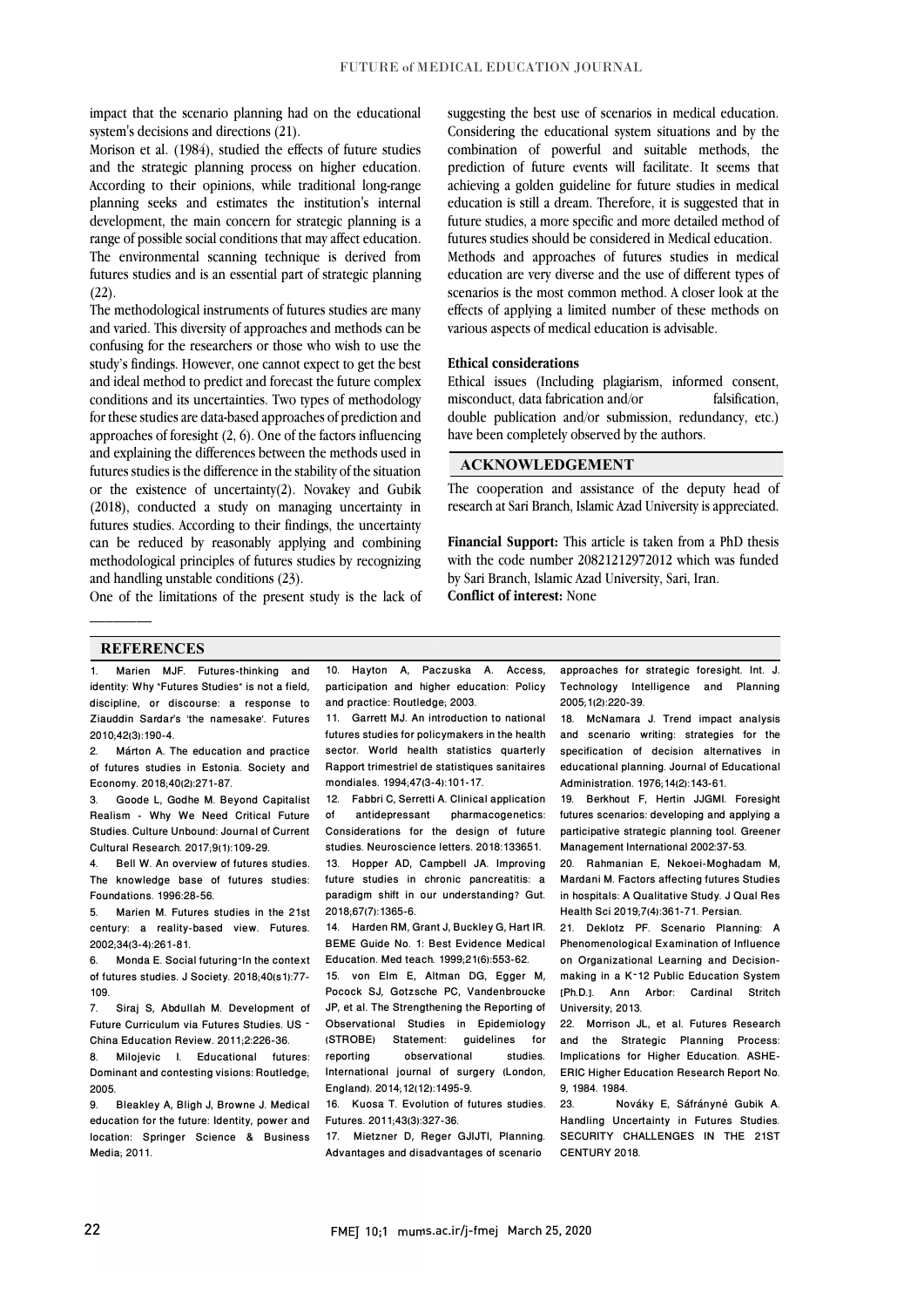impact that the scenario planning had on the educational system's decisions and directions (21).

Morison et al. (1984), studied the effects of future studies and the strategic planning process on higher education. According to their opinions, while traditional long-range planning seeks and estimates the institution's internal development, the main concern for strategic planning is a range of possible social conditions that may affect education. The environmental scanning technique is derived from futures studies and is an essential part of strategic planning (22).

The methodological instruments of futures studies are many and varied. This diversity of approaches and methods can be confusing for the researchers or those who wish to use the study's findings. However, one cannot expect to get the best and ideal method to predict and forecast the future complex conditions and its uncertainties. Two types of methodology for these studies are data-based approaches of prediction and approaches of foresight (2, 6). One of the factors influencing and explaining the differences between the methods used in futures studies is the difference in the stability of the situation or the existence of uncertainty(2). Novakey and Gubik (2018), conducted a study on managing uncertainty in futures studies. According to their findings, the uncertainty can be reduced by reasonably applying and combining methodological principles of futures studies by recognizing and handling unstable conditions (23).

One of the limitations of the present study is the lack of suggesting the best use of scenarios in medical education. Considering the educational system situations and by the combination of powerful and suitable methods, the prediction of future events will facilitate. It seems that achieving a golden guideline for future studies in medical education is still a dream. Therefore, it is suggested that in future studies, a more specific and more detailed method of futures studies should be considered in Medical education.

Methods and approaches of futures studies in medical education are very diverse and the use of different types of scenarios is the most common method. A closer look at the effects of applying a limited number of these methods on various aspects of medical education is advisable.

### Ethical considerations

Ethical issues (Including plagiarism, informed consent, misconduct, data fabrication and/or falsification, double publication and/or submission, redundancy, etc.) have been completely observed by the authors.

## ACKNOWLEDGEMENT

The cooperation and assistance of the deputy head of research at Sari Branch, Islamic Azad University is appreciated.

**Financial Support:** This article is taken from a PhD thesis with the code number 20821212972012 which was funded by Sari Branch, Islamic Azad University, Sari, Iran.

**Conflict of interest:** None

## REFERENCES

1. Marien MJF. Futures-thinking and identity: Why "Futures Studies" is not a field, discipline, or discourse: a response to Ziauddin Sardar's 'the namesake'. Futures 2010;42(3):190-4.
2. Márton A. The education and practice of futures studies in Estonia. Society and Economy. 2018;40(2):271-87.
3. Goode L, Godhe M. Beyond Capitalist Realism - Why We Need Critical Future Studies. Culture Unbound: Journal of Current Cultural Research. 2017;9(1):109-29.
4. Bell W. An overview of futures studies. The knowledge base of futures studies. Foundations. 1996:28-56.
5. Marien M. Futures studies in the 21st century: a reality-based view. Futures. 2002;34(3-4):261-81.
6. Monda E. Social futuring–In the context of futures studies. J Society. 2018;40(s1):77-109.
7. Siraj S, Abdullah M. Development of Future Curriculum via Futures Studies. US - China Education Review. 2011;2:226-36.
8. Milojevic I. Educational futures: Dominant and contesting visions: Routledge; 2005.
9. Bleakley A, Bligh J, Browne J. Medical education for the future: Identity, power and location: Springer Science & Business Media; 2011.
10. Hayton A, Paczuska A. Access, participation and higher education: Policy and practice: Routledge; 2003.
11. Garrett MJ. An introduction to national futures studies for policymakers in the health sector. World health statistics quarterly Rapport trimestriel de statistiques sanitaires mondiales. 1994;47(3-4):101-17.
12. Fabbri C, Serretti A. Clinical application of antidepressant pharmacogenetics: Considerations for the design of future studies. Neuroscience letters. 2018:133651.
13. Hopper AD, Campbell JA. Improving future studies in chronic pancreatitis: a paradigm shift in our understanding? Gut. 2018;67(7):1365-6.
14. Harden RM, Grant J, Buckley G, Hart IR. BEME Guide No. 1: Best Evidence Medical Education. Med teach. 1999;21(6):553-62.
15. von Elm E, Altman DG, Egger M, Pocock SJ, Gotzsche PC, Vandenbroucke JP, et al. The Strengthening the Reporting of Observational Studies in Epidemiology (STROBE) Statement: guidelines for reporting observational studies. International journal of surgery (London, England). 2014;12(12):1495-9.
16. Kuosa T. Evolution of futures studies. Futures. 2011;43(3):327-36.
17. Mietzner D, Reger GJIJTI, Planning. Advantages and disadvantages of scenario approaches for strategic foresight. Int. J. Technology Intelligence and Planning 2005;1(2):220-39.
18. McNamara J. Trend impact analysis and scenario writing: strategies for the specification of decision alternatives in educational planning. Journal of Educational Administration. 1976;14(2):143-61.
19. Berkhout F, Hertin JJGMI. Foresight futures scenarios: developing and applying a participative strategic planning tool. Greener Management International 2002:37-53.
20. Rahmanian E, Nekoei-Moghadam M, Mardani M. Factors affecting futures Studies in hospitals: A Qualitative Study. J Qual Res Health Sci 2019;7(4):361-71. Persian.
21. Deklotz PF. Scenario Planning: A Phenomenological Examination of Influence on Organizational Learning and Decision-making in a K-12 Public Education System [Ph.D.]. Ann Arbor: Cardinal Stritch University; 2013.
22. Morrison JL, et al. Futures Research and the Strategic Planning Process: Implications for Higher Education. ASHE-ERIC Higher Education Research Report No. 9, 1984. 1984.
23. Nováky E, Sáfrányné Gubik A. Handling Uncertainty in Futures Studies. SECURITY CHALLENGES IN THE 21ST CENTURY 2018.